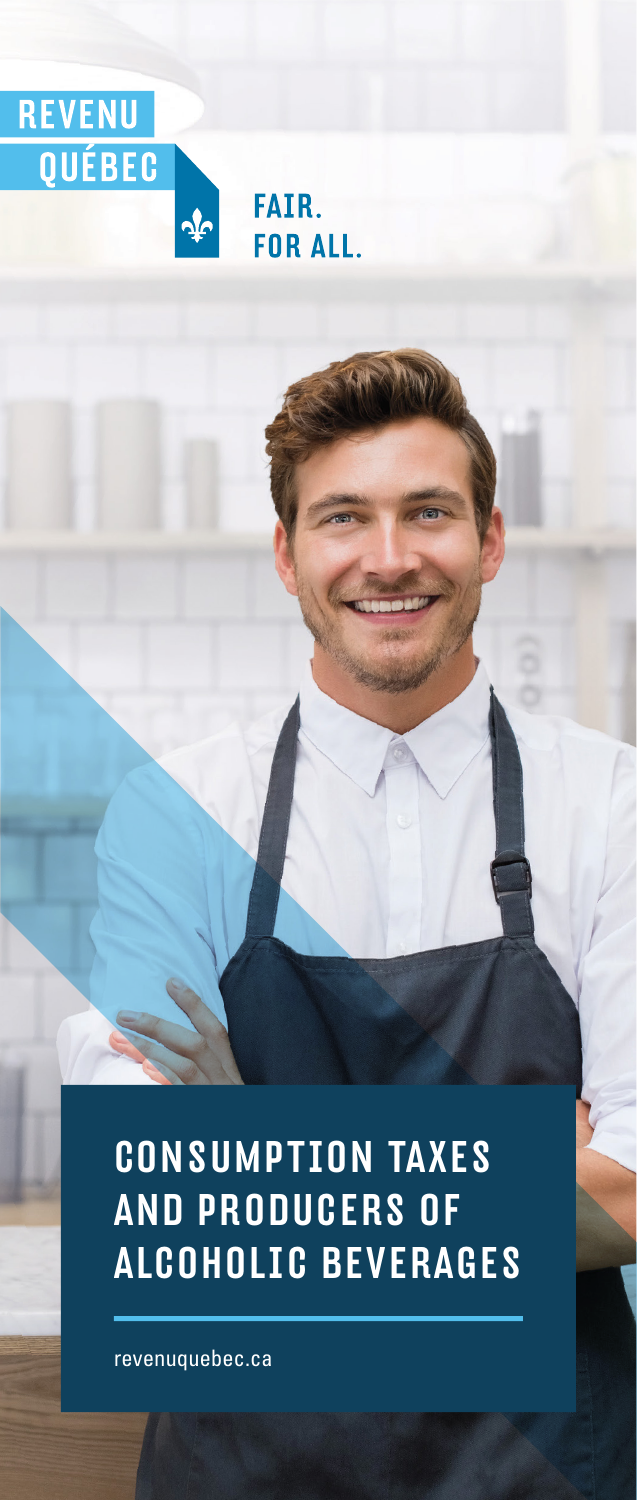REVENU QUÉBEC

FAIR. FOR ALL.

# CONSUMPTION TAXES AND PRODUCERS OF ALCOHOLIC BEVERAGES

revenuquebec.ca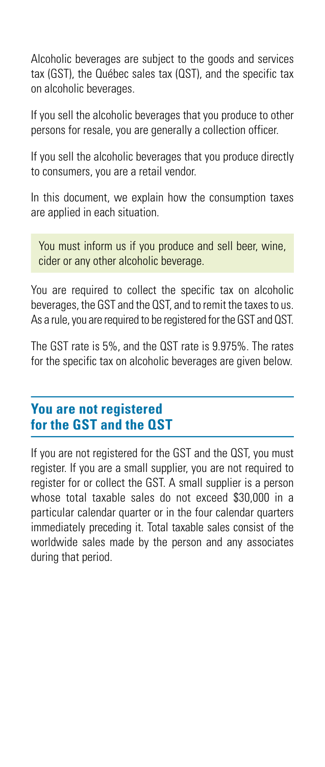Alcoholic beverages are subject to the goods and services tax (GST), the Québec sales tax (QST), and the specific tax on alcoholic beverages.

If you sell the alcoholic beverages that you produce to other persons for resale, you are generally a collection officer.

If you sell the alcoholic beverages that you produce directly to consumers, you are a retail vendor.

In this document, we explain how the consumption taxes are applied in each situation.

> You must inform us if you produce and sell beer, wine, cider or any other alcoholic beverage.

You are required to collect the specific tax on alcoholic beverages, the GST and the QST, and to remit the taxes to us. As a rule, you are required to be registered for the GST and QST.

The GST rate is 5%, and the QST rate is 9.975%. The rates for the specific tax on alcoholic beverages are given below.

## You are not registered for the GST and the QST

If you are not registered for the GST and the QST, you must register. If you are a small supplier, you are not required to register for or collect the GST. A small supplier is a person whose total taxable sales do not exceed $30,000 in a particular calendar quarter or in the four calendar quarters immediately preceding it. Total taxable sales consist of the worldwide sales made by the person and any associates during that period.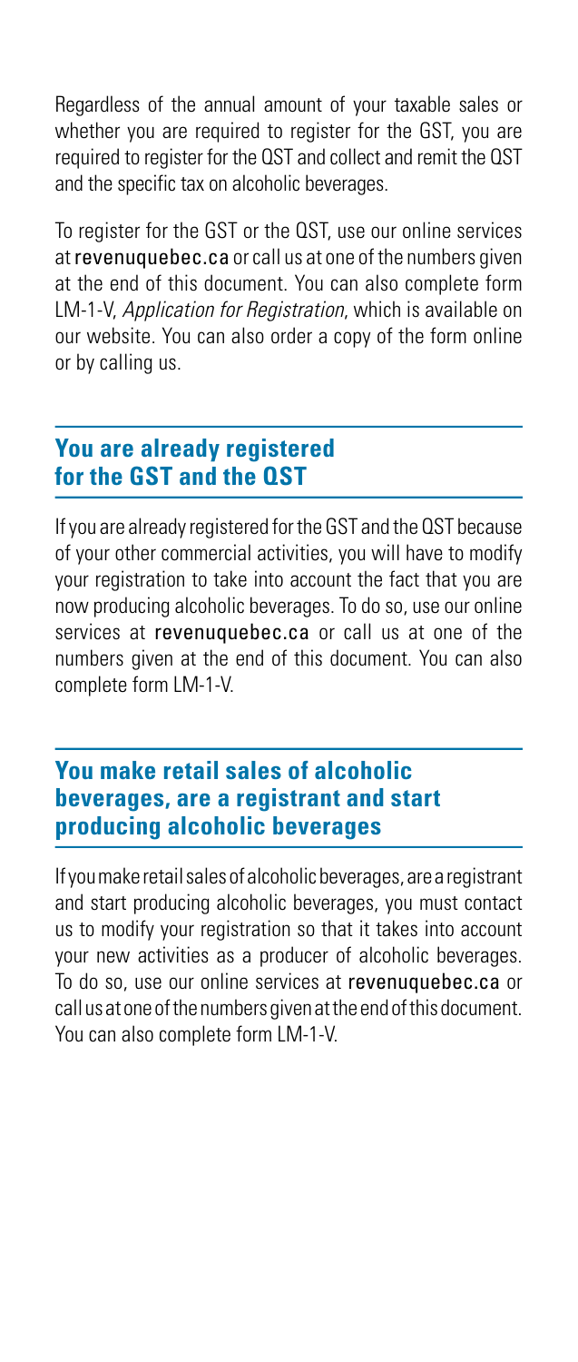Regardless of the annual amount of your taxable sales or whether you are required to register for the GST, you are required to register for the QST and collect and remit the QST and the specific tax on alcoholic beverages.

To register for the GST or the QST, use our online services at revenuquebec.ca or call us at one of the numbers given at the end of this document. You can also complete form LM-1-V, *Application for Registration*, which is available on our website. You can also order a copy of the form online or by calling us.

## You are already registered for the GST and the QST

If you are already registered for the GST and the QST because of your other commercial activities, you will have to modify your registration to take into account the fact that you are now producing alcoholic beverages. To do so, use our online services at revenuquebec.ca or call us at one of the numbers given at the end of this document. You can also complete form LM-1-V.

## You make retail sales of alcoholic beverages, are a registrant and start producing alcoholic beverages

If you make retail sales of alcoholic beverages, are a registrant and start producing alcoholic beverages, you must contact us to modify your registration so that it takes into account your new activities as a producer of alcoholic beverages. To do so, use our online services at revenuquebec.ca or call us at one of the numbers given at the end of this document. You can also complete form LM-1-V.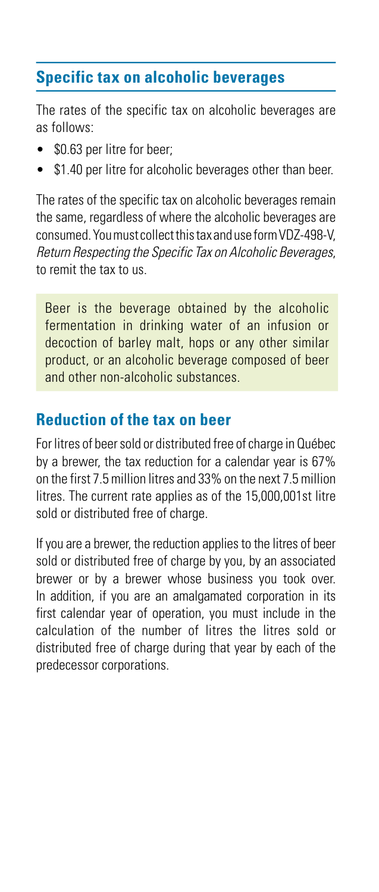## Specific tax on alcoholic beverages

The rates of the specific tax on alcoholic beverages are as follows:

- \$0.63 per litre for beer;
- \$1.40 per litre for alcoholic beverages other than beer.

The rates of the specific tax on alcoholic beverages remain the same, regardless of where the alcoholic beverages are consumed. You must collect this tax and use form VDZ-498-V, *Return Respecting the Specific Tax on Alcoholic Beverages*, to remit the tax to us.

Beer is the beverage obtained by the alcoholic fermentation in drinking water of an infusion or decoction of barley malt, hops or any other similar product, or an alcoholic beverage composed of beer and other non-alcoholic substances.

### Reduction of the tax on beer

For litres of beer sold or distributed free of charge in Québec by a brewer, the tax reduction for a calendar year is 67% on the first 7.5 million litres and 33% on the next 7.5 million litres. The current rate applies as of the 15,000,001st litre sold or distributed free of charge.

If you are a brewer, the reduction applies to the litres of beer sold or distributed free of charge by you, by an associated brewer or by a brewer whose business you took over. In addition, if you are an amalgamated corporation in its first calendar year of operation, you must include in the calculation of the number of litres the litres sold or distributed free of charge during that year by each of the predecessor corporations.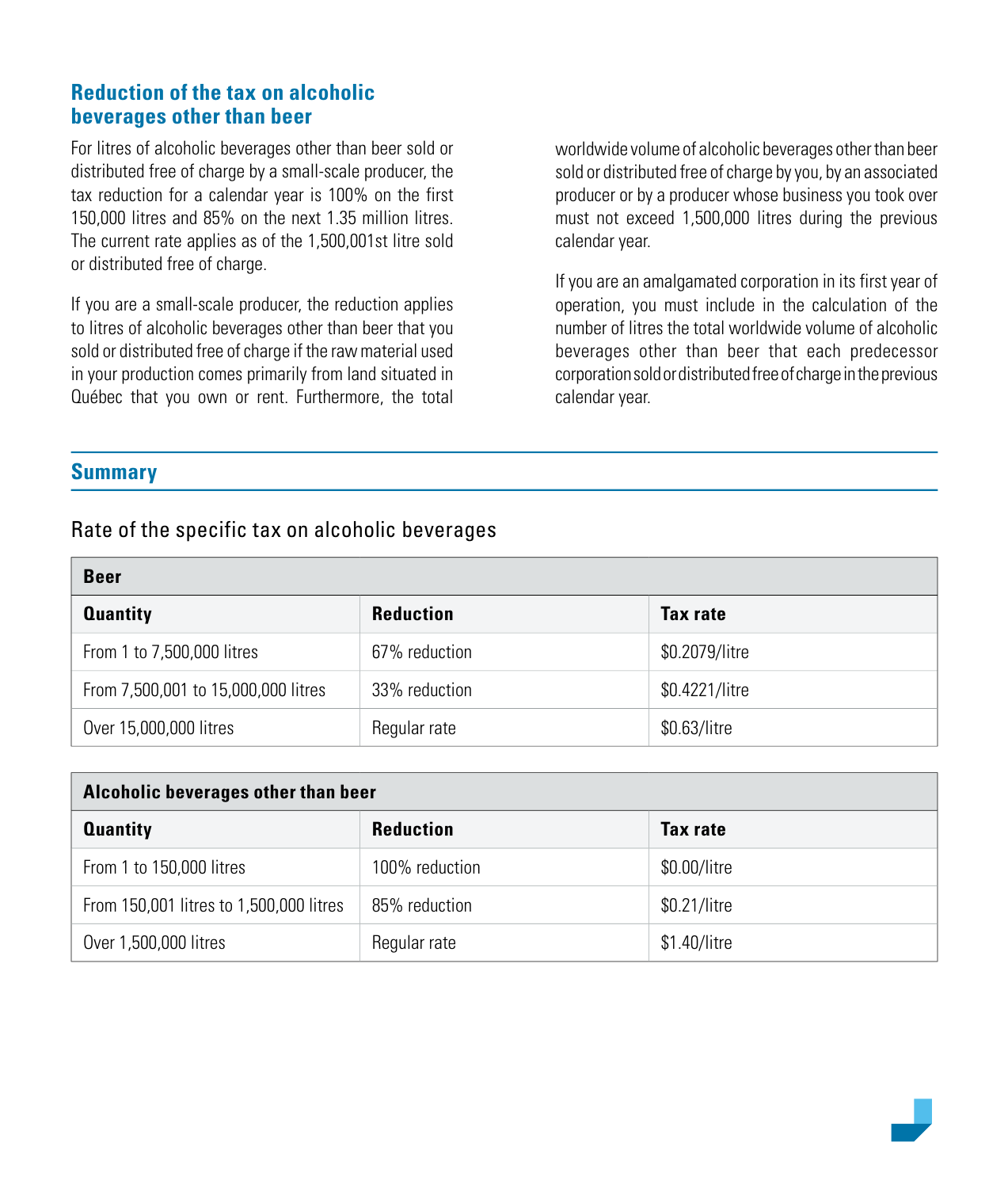## Reduction of the tax on alcoholic beverages other than beer

For litres of alcoholic beverages other than beer sold or distributed free of charge by a small-scale producer, the tax reduction for a calendar year is 100% on the first 150,000 litres and 85% on the next 1.35 million litres. The current rate applies as of the 1,500,001st litre sold or distributed free of charge.

If you are a small-scale producer, the reduction applies to litres of alcoholic beverages other than beer that you sold or distributed free of charge if the raw material used in your production comes primarily from land situated in Québec that you own or rent. Furthermore, the total worldwide volume of alcoholic beverages other than beer sold or distributed free of charge by you, by an associated producer or by a producer whose business you took over must not exceed 1,500,000 litres during the previous calendar year.

If you are an amalgamated corporation in its first year of operation, you must include in the calculation of the number of litres the total worldwide volume of alcoholic beverages other than beer that each predecessor corporation sold or distributed free of charge in the previous calendar year.

## Summary

### Rate of the specific tax on alcoholic beverages

| **Beer** | | |
|---|---|---|
| **Quantity** | **Reduction** | **Tax rate** |
| From 1 to 7,500,000 litres | 67% reduction | $0.2079/litre |
| From 7,500,001 to 15,000,000 litres | 33% reduction | $0.4221/litre |
| Over 15,000,000 litres | Regular rate | $0.63/litre |

| **Alcoholic beverages other than beer** | | |
|---|---|---|
| **Quantity** | **Reduction** | **Tax rate** |
| From 1 to 150,000 litres | 100% reduction | $0.00/litre |
| From 150,001 litres to 1,500,000 litres | 85% reduction | $0.21/litre |
| Over 1,500,000 litres | Regular rate | $1.40/litre |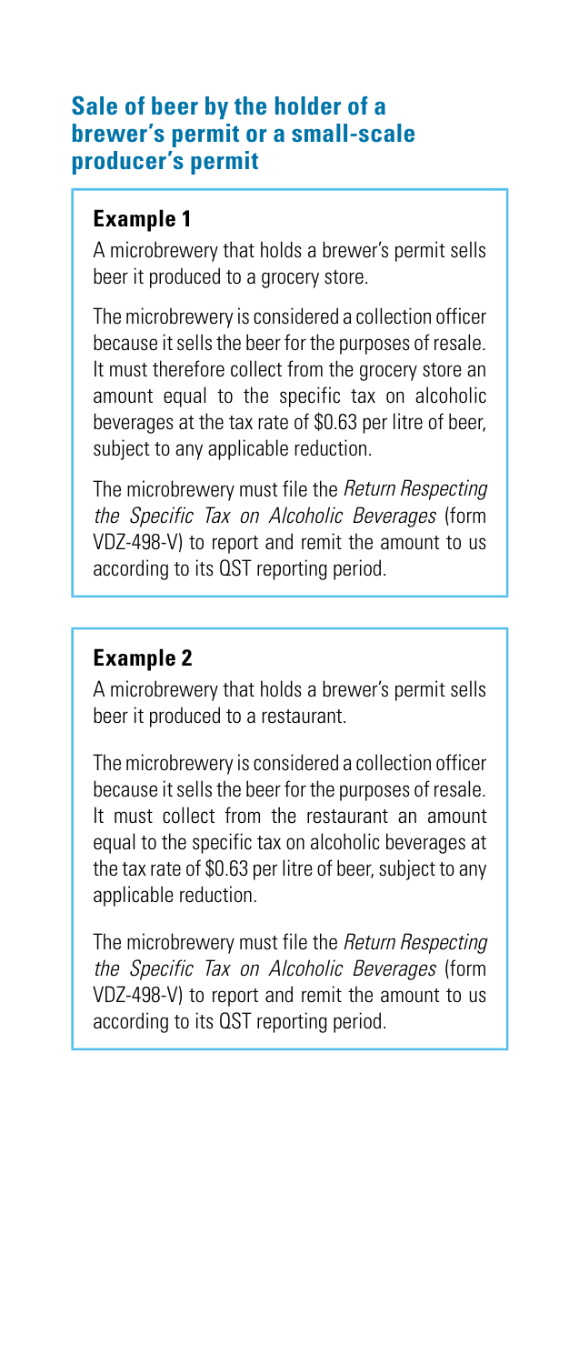## Sale of beer by the holder of a brewer's permit or a small-scale producer's permit

### Example 1

A microbrewery that holds a brewer's permit sells beer it produced to a grocery store.

The microbrewery is considered a collection officer because it sells the beer for the purposes of resale. It must therefore collect from the grocery store an amount equal to the specific tax on alcoholic beverages at the tax rate of $0.63 per litre of beer, subject to any applicable reduction.

The microbrewery must file the *Return Respecting the Specific Tax on Alcoholic Beverages* (form VDZ-498-V) to report and remit the amount to us according to its QST reporting period.

### Example 2

A microbrewery that holds a brewer's permit sells beer it produced to a restaurant.

The microbrewery is considered a collection officer because it sells the beer for the purposes of resale. It must collect from the restaurant an amount equal to the specific tax on alcoholic beverages at the tax rate of $0.63 per litre of beer, subject to any applicable reduction.

The microbrewery must file the *Return Respecting the Specific Tax on Alcoholic Beverages* (form VDZ-498-V) to report and remit the amount to us according to its QST reporting period.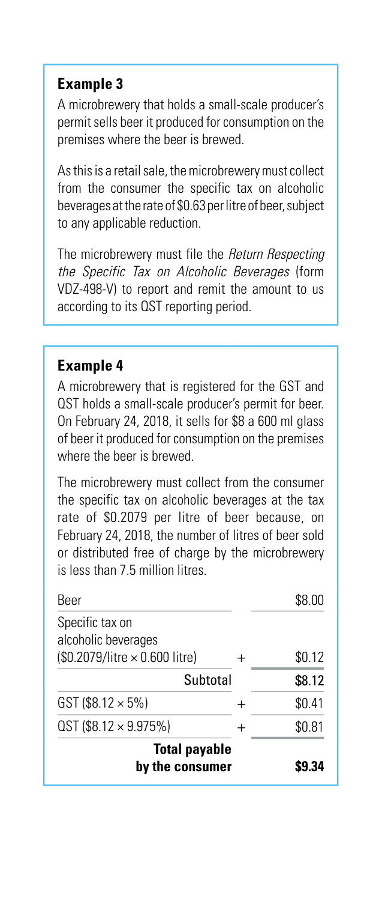### Example 3

A microbrewery that holds a small-scale producer's permit sells beer it produced for consumption on the premises where the beer is brewed.

As this is a retail sale, the microbrewery must collect from the consumer the specific tax on alcoholic beverages at the rate of \$0.63 per litre of beer, subject to any applicable reduction.

The microbrewery must file the *Return Respecting the Specific Tax on Alcoholic Beverages* (form VDZ-498-V) to report and remit the amount to us according to its QST reporting period.

### Example 4

A microbrewery that is registered for the GST and QST holds a small-scale producer's permit for beer. On February 24, 2018, it sells for \$8 a 600 ml glass of beer it produced for consumption on the premises where the beer is brewed.

The microbrewery must collect from the consumer the specific tax on alcoholic beverages at the tax rate of \$0.2079 per litre of beer because, on February 24, 2018, the number of litres of beer sold or distributed free of charge by the microbrewery is less than 7.5 million litres.

| | | |
|---|---|---|
| Beer | | \$8.00 |
| Specific tax on alcoholic beverages (\$0.2079/litre × 0.600 litre) | + | \$0.12 |
| Subtotal | | **\$8.12** |
| GST (\$8.12 × 5%) | + | \$0.41 |
| QST (\$8.12 × 9.975%) | + | \$0.81 |
| **Total payable by the consumer** | | **\$9.34** |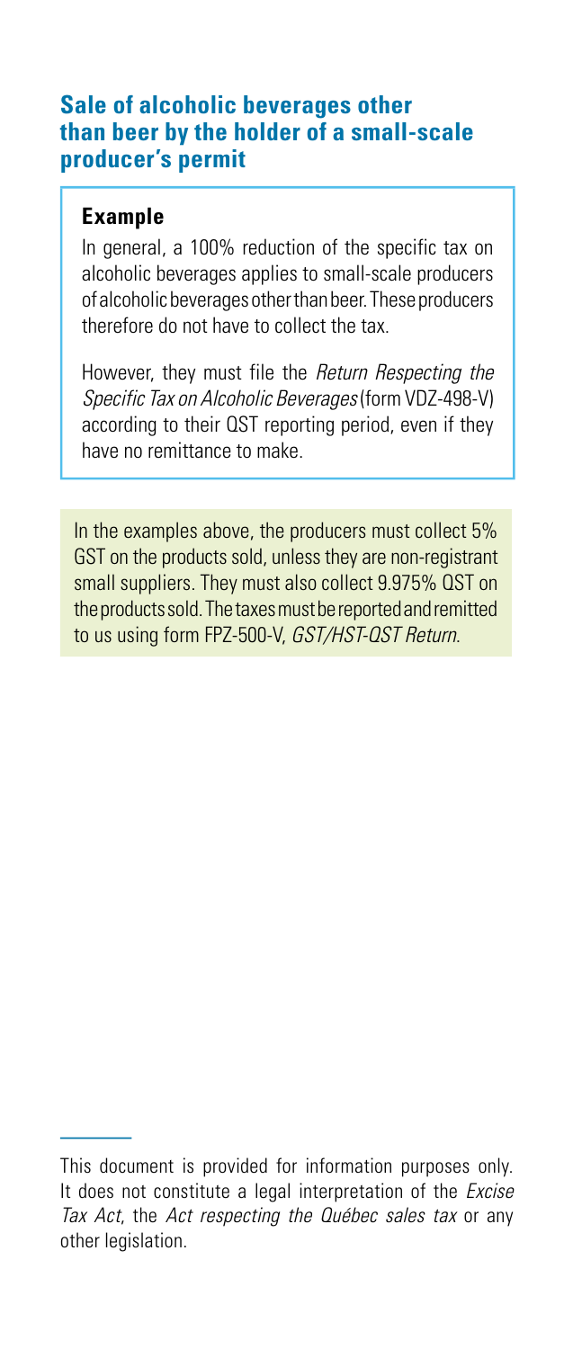## Sale of alcoholic beverages other than beer by the holder of a small-scale producer's permit

### Example

In general, a 100% reduction of the specific tax on alcoholic beverages applies to small-scale producers of alcoholic beverages other than beer. These producers therefore do not have to collect the tax.

However, they must file the *Return Respecting the Specific Tax on Alcoholic Beverages* (form VDZ-498-V) according to their QST reporting period, even if they have no remittance to make.

In the examples above, the producers must collect 5% GST on the products sold, unless they are non-registrant small suppliers. They must also collect 9.975% QST on the products sold. The taxes must be reported and remitted to us using form FPZ-500-V, *GST/HST-QST Return*.

---

This document is provided for information purposes only. It does not constitute a legal interpretation of the *Excise Tax Act*, the *Act respecting the Québec sales tax* or any other legislation.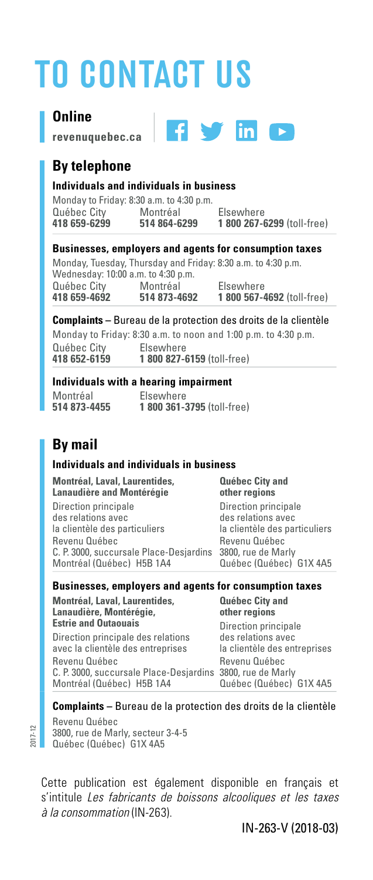# TO CONTACT US

## Online

**revenuquebec.ca**

## By telephone

### Individuals and individuals in business

Monday to Friday: 8:30 a.m. to 4:30 p.m.

| Québec City | Montréal | Elsewhere |
|---|---|---|
| **418 659-6299** | **514 864-6299** | **1 800 267-6299** (toll-free) |

### Businesses, employers and agents for consumption taxes

Monday, Tuesday, Thursday and Friday: 8:30 a.m. to 4:30 p.m.
Wednesday: 10:00 a.m. to 4:30 p.m.

| Québec City | Montréal | Elsewhere |
|---|---|---|
| **418 659-4692** | **514 873-4692** | **1 800 567-4692** (toll-free) |

### Complaints – Bureau de la protection des droits de la clientèle

Monday to Friday: 8:30 a.m. to noon and 1:00 p.m. to 4:30 p.m.

| Québec City | Elsewhere |
|---|---|
| **418 652-6159** | **1 800 827-6159** (toll-free) |

### Individuals with a hearing impairment

| Montréal | Elsewhere |
|---|---|
| **514 873-4455** | **1 800 361-3795** (toll-free) |

## By mail

### Individuals and individuals in business

**Montréal, Laval, Laurentides, Lanaudière and Montérégie**

Direction principale des relations avec la clientèle des particuliers
Revenu Québec
C. P. 3000, succursale Place-Desjardins
Montréal (Québec) H5B 1A4

**Québec City and other regions**

Direction principale des relations avec la clientèle des particuliers
Revenu Québec
3800, rue de Marly
Québec (Québec) G1X 4A5

### Businesses, employers and agents for consumption taxes

**Montréal, Laval, Laurentides, Lanaudière, Montérégie, Estrie and Outaouais**

Direction principale des relations avec la clientèle des entreprises
Revenu Québec
C. P. 3000, succursale Place-Desjardins
Montréal (Québec) H5B 1A4

**Québec City and other regions**

Direction principale des relations avec la clientèle des entreprises
Revenu Québec
3800, rue de Marly
Québec (Québec) G1X 4A5

### Complaints – Bureau de la protection des droits de la clientèle

Revenu Québec
3800, rue de Marly, secteur 3-4-5
Québec (Québec) G1X 4A5

2017-12

Cette publication est également disponible en français et s'intitule *Les fabricants de boissons alcooliques et les taxes à la consommation* (IN-263).

IN-263-V (2018-03)